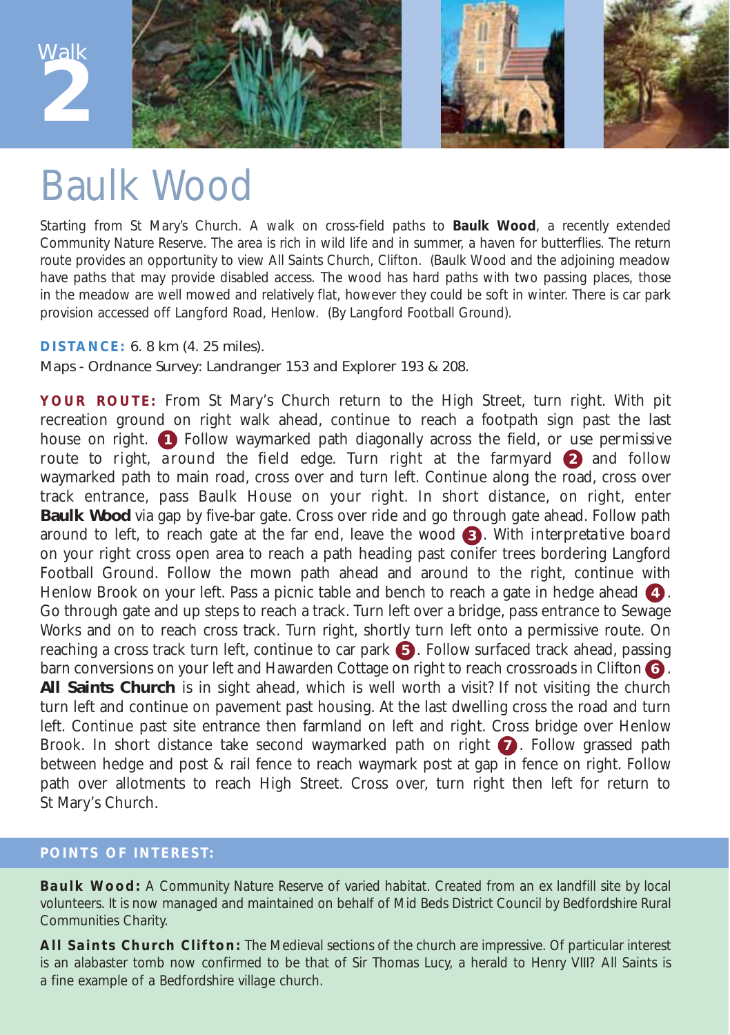Walk 2

# Baulk Wood

Starting from St Mary's Church. A walk on cross-field paths to **Baulk Wood**, a recently extended Community Nature Reserve. The area is rich in wild life and in summer, a haven for butterflies. The return route provides an opportunity to view All Saints Church, Clifton. (Baulk Wood and the adjoining meadow have paths that may provide disabled access. The wood has hard paths with two passing places, those in the meadow are well mowed and relatively flat, however they could be soft in winter. There is car park provision accessed off Langford Road, Henlow. (By Langford Football Ground).

**DISTANCE:** 6. 8 km (4. 25 miles).

Maps - Ordnance Survey: Landranger 153 and Explorer 193 & 208.

**YOUR ROUTE:** From St Mary's Church return to the High Street, turn right. With pit recreation ground on right walk ahead, continue to reach a footpath sign past the last house on right. **1** Follow waymarked path diagonally across the field, or use permissive route to right, around the field edge. Turn right at the farmyard **2** and follow waymarked path to main road, cross over and turn left. Continue along the road, cross over track entrance, pass Baulk House on your right. In short distance, on right, enter **Baulk Wood** via gap by five-bar gate. Cross over ride and go through gate ahead. Follow path around to left, to reach gate at the far end, leave the wood **3**. With interpretative board on your right cross open area to reach a path heading past conifer trees bordering Langford Football Ground. Follow the mown path ahead and around to the right, continue with Henlow Brook on your left. Pass a picnic table and bench to reach a gate in hedge ahead **4**. Go through gate and up steps to reach a track. Turn left over a bridge, pass entrance to Sewage Works and on to reach cross track. Turn right, shortly turn left onto a permissive route. On reaching a cross track turn left, continue to car park **5**. Follow surfaced track ahead, passing barn conversions on your left and Hawarden Cottage on right to reach crossroads in Clifton **6**. **All Saints Church** is in sight ahead, which is well worth a visit? If not visiting the church turn left and continue on pavement past housing. At the last dwelling cross the road and turn left. Continue past site entrance then farmland on left and right. Cross bridge over Henlow Brook. In short distance take second waymarked path on right **7**. Follow grassed path between hedge and post & rail fence to reach waymark post at gap in fence on right. Follow path over allotments to reach High Street. Cross over, turn right then left for return to St Mary's Church.

## POINTS OF INTEREST:

**Baulk Wood:** A Community Nature Reserve of varied habitat. Created from an ex landfill site by local volunteers. It is now managed and maintained on behalf of Mid Beds District Council by Bedfordshire Rural Communities Charity.

**All Saints Church Clifton:** The Medieval sections of the church are impressive. Of particular interest is an alabaster tomb now confirmed to be that of Sir Thomas Lucy, a herald to Henry VIII? All Saints is a fine example of a Bedfordshire village church.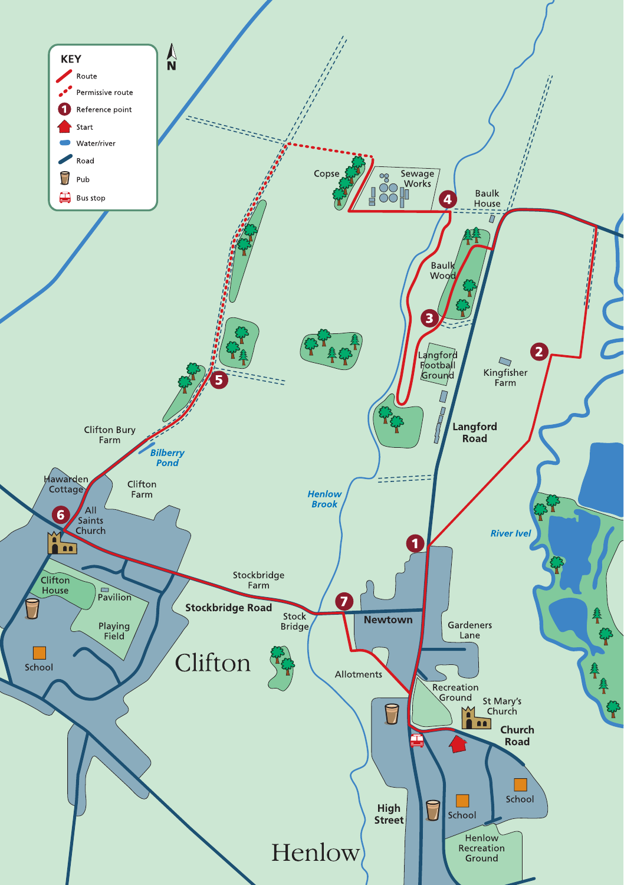KEY

Route

Permissive route

Reference point

Start

Water/river

Road

Pub

Bus stop

N

Copse

Sewage Works

Baulk House

Baulk Wood

Langford Football Ground

Kingfisher Farm

Langford Road

Clifton Bury Farm

Bilberry Pond

Hawarden Cottage

Clifton Farm

All Saints Church

Henlow Brook

River Ivel

Clifton House

Pavilion

Playing Field

School

Stockbridge Farm

Stockbridge Road

Stock Bridge

Newtown

Gardeners Lane

Clifton

Allotments

Recreation Ground

St Mary's Church

Church Road

High Street

School

School

Henlow Recreation Ground

Henlow

1

2

3

4

5

6

7